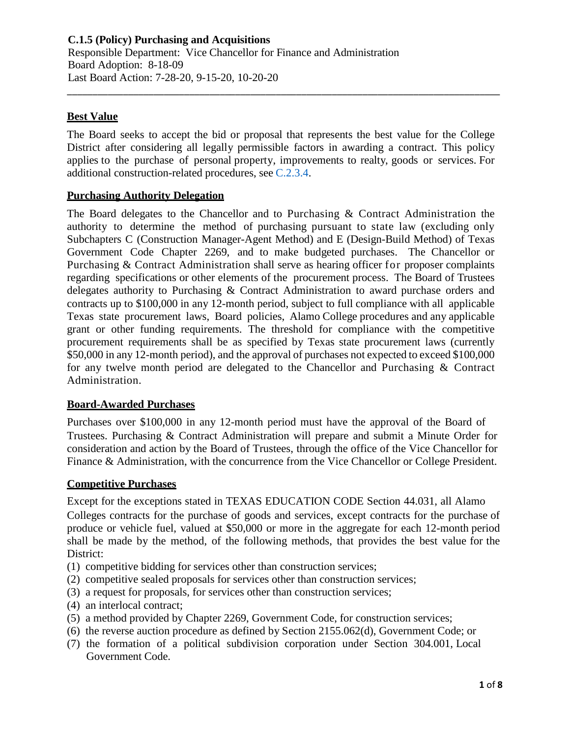**C.1.5 (Policy) Purchasing and Acquisitions**
Responsible Department: Vice Chancellor for Finance and Administration
Board Adoption: 8-18-09
Last Board Action: 7-28-20, 9-15-20, 10-20-20

---

## Best Value

The Board seeks to accept the bid or proposal that represents the best value for the College District after considering all legally permissible factors in awarding a contract. This policy applies to the purchase of personal property, improvements to realty, goods or services. For additional construction-related procedures, see C.2.3.4.

## Purchasing Authority Delegation

The Board delegates to the Chancellor and to Purchasing & Contract Administration the authority to determine the method of purchasing pursuant to state law (excluding only Subchapters C (Construction Manager-Agent Method) and E (Design-Build Method) of Texas Government Code Chapter 2269, and to make budgeted purchases. The Chancellor or Purchasing & Contract Administration shall serve as hearing officer for proposer complaints regarding specifications or other elements of the procurement process. The Board of Trustees delegates authority to Purchasing & Contract Administration to award purchase orders and contracts up to $100,000 in any 12-month period, subject to full compliance with all applicable Texas state procurement laws, Board policies, Alamo College procedures and any applicable grant or other funding requirements. The threshold for compliance with the competitive procurement requirements shall be as specified by Texas state procurement laws (currently $50,000 in any 12-month period), and the approval of purchases not expected to exceed $100,000 for any twelve month period are delegated to the Chancellor and Purchasing & Contract Administration.

## Board-Awarded Purchases

Purchases over $100,000 in any 12-month period must have the approval of the Board of Trustees. Purchasing & Contract Administration will prepare and submit a Minute Order for consideration and action by the Board of Trustees, through the office of the Vice Chancellor for Finance & Administration, with the concurrence from the Vice Chancellor or College President.

## Competitive Purchases

Except for the exceptions stated in TEXAS EDUCATION CODE Section 44.031, all Alamo Colleges contracts for the purchase of goods and services, except contracts for the purchase of produce or vehicle fuel, valued at $50,000 or more in the aggregate for each 12-month period shall be made by the method, of the following methods, that provides the best value for the District:

(1) competitive bidding for services other than construction services;
(2) competitive sealed proposals for services other than construction services;
(3) a request for proposals, for services other than construction services;
(4) an interlocal contract;
(5) a method provided by Chapter 2269, Government Code, for construction services;
(6) the reverse auction procedure as defined by Section 2155.062(d), Government Code; or
(7) the formation of a political subdivision corporation under Section 304.001, Local Government Code.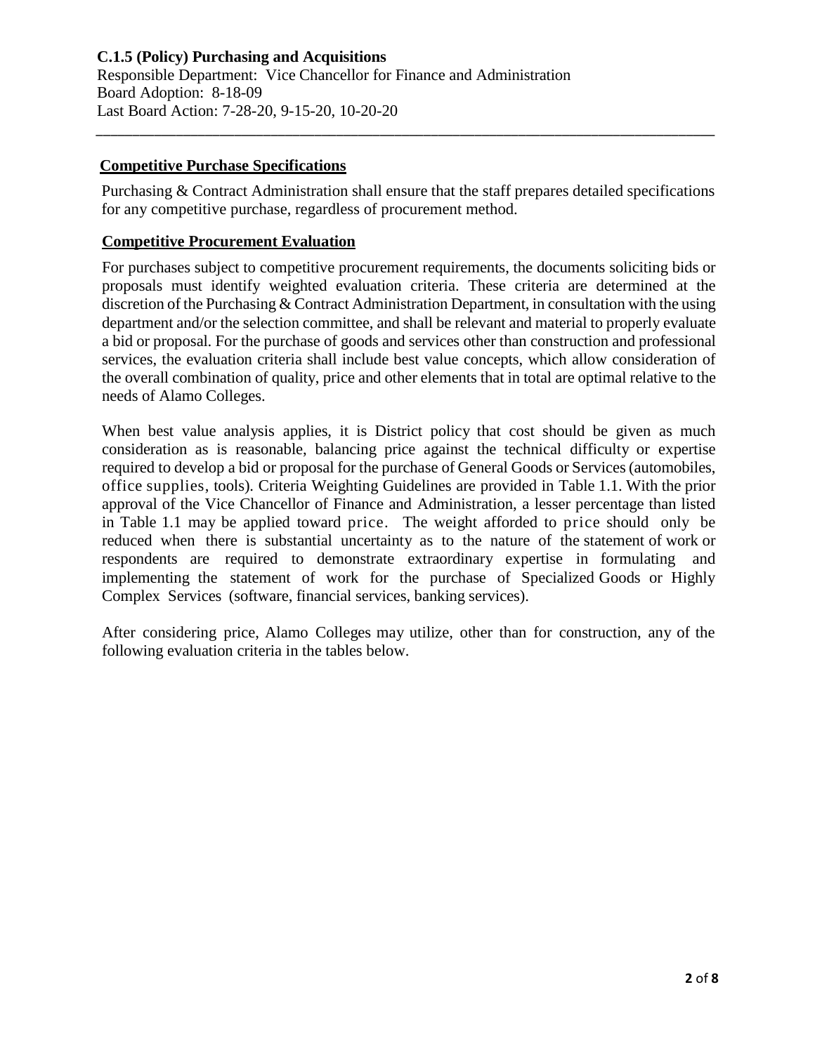## Competitive Purchase Specifications

Purchasing & Contract Administration shall ensure that the staff prepares detailed specifications for any competitive purchase, regardless of procurement method.

## Competitive Procurement Evaluation

For purchases subject to competitive procurement requirements, the documents soliciting bids or proposals must identify weighted evaluation criteria. These criteria are determined at the discretion of the Purchasing & Contract Administration Department, in consultation with the using department and/or the selection committee, and shall be relevant and material to properly evaluate a bid or proposal. For the purchase of goods and services other than construction and professional services, the evaluation criteria shall include best value concepts, which allow consideration of the overall combination of quality, price and other elements that in total are optimal relative to the needs of Alamo Colleges.

When best value analysis applies, it is District policy that cost should be given as much consideration as is reasonable, balancing price against the technical difficulty or expertise required to develop a bid or proposal for the purchase of General Goods or Services (automobiles, office supplies, tools). Criteria Weighting Guidelines are provided in Table 1.1. With the prior approval of the Vice Chancellor of Finance and Administration, a lesser percentage than listed in Table 1.1 may be applied toward price. The weight afforded to price should only be reduced when there is substantial uncertainty as to the nature of the statement of work or respondents are required to demonstrate extraordinary expertise in formulating and implementing the statement of work for the purchase of Specialized Goods or Highly Complex Services (software, financial services, banking services).

After considering price, Alamo Colleges may utilize, other than for construction, any of the following evaluation criteria in the tables below.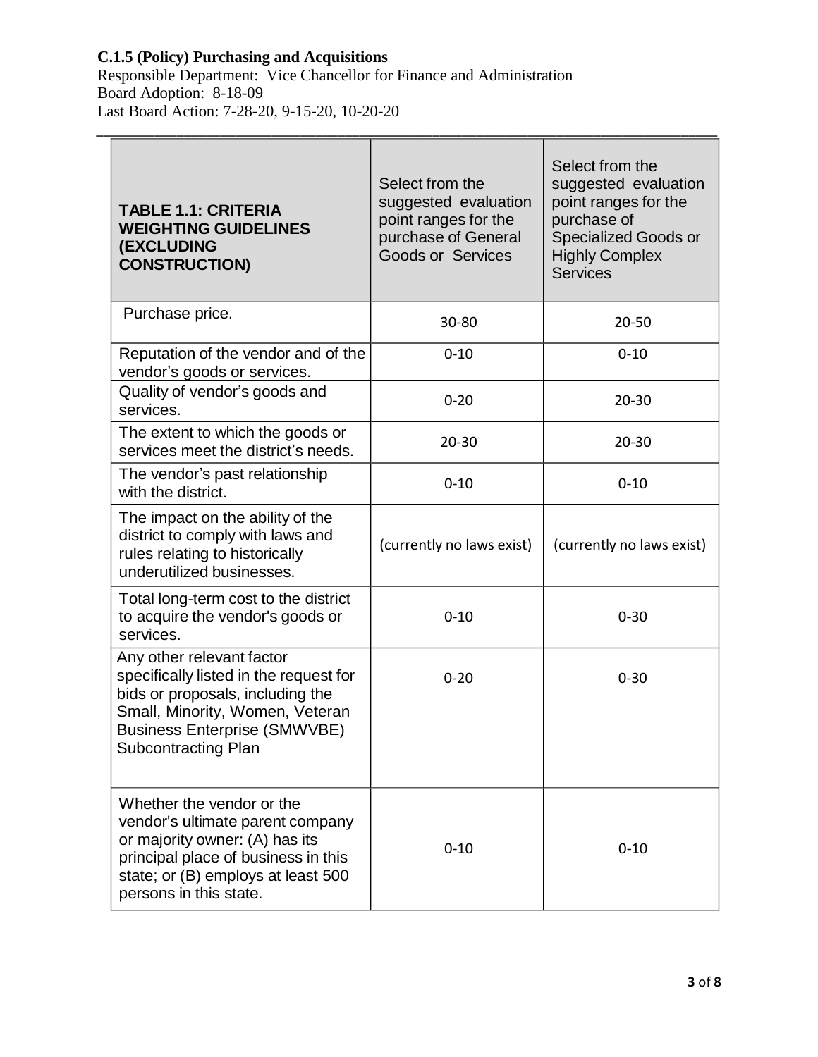**C.1.5 (Policy) Purchasing and Acquisitions**

Responsible Department: Vice Chancellor for Finance and Administration
Board Adoption: 8-18-09
Last Board Action: 7-28-20, 9-15-20, 10-20-20

| **TABLE 1.1: CRITERIA WEIGHTING GUIDELINES (EXCLUDING CONSTRUCTION)** | Select from the suggested evaluation point ranges for the purchase of General Goods or Services | Select from the suggested evaluation point ranges for the purchase of Specialized Goods or Highly Complex Services |
|---|---|---|
| Purchase price. | 30-80 | 20-50 |
| Reputation of the vendor and of the vendor's goods or services. | 0-10 | 0-10 |
| Quality of vendor's goods and services. | 0-20 | 20-30 |
| The extent to which the goods or services meet the district's needs. | 20-30 | 20-30 |
| The vendor's past relationship with the district. | 0-10 | 0-10 |
| The impact on the ability of the district to comply with laws and rules relating to historically underutilized businesses. | (currently no laws exist) | (currently no laws exist) |
| Total long-term cost to the district to acquire the vendor's goods or services. | 0-10 | 0-30 |
| Any other relevant factor specifically listed in the request for bids or proposals, including the Small, Minority, Women, Veteran Business Enterprise (SMWVBE) Subcontracting Plan | 0-20 | 0-30 |
| Whether the vendor or the vendor's ultimate parent company or majority owner: (A) has its principal place of business in this state; or (B) employs at least 500 persons in this state. | 0-10 | 0-10 |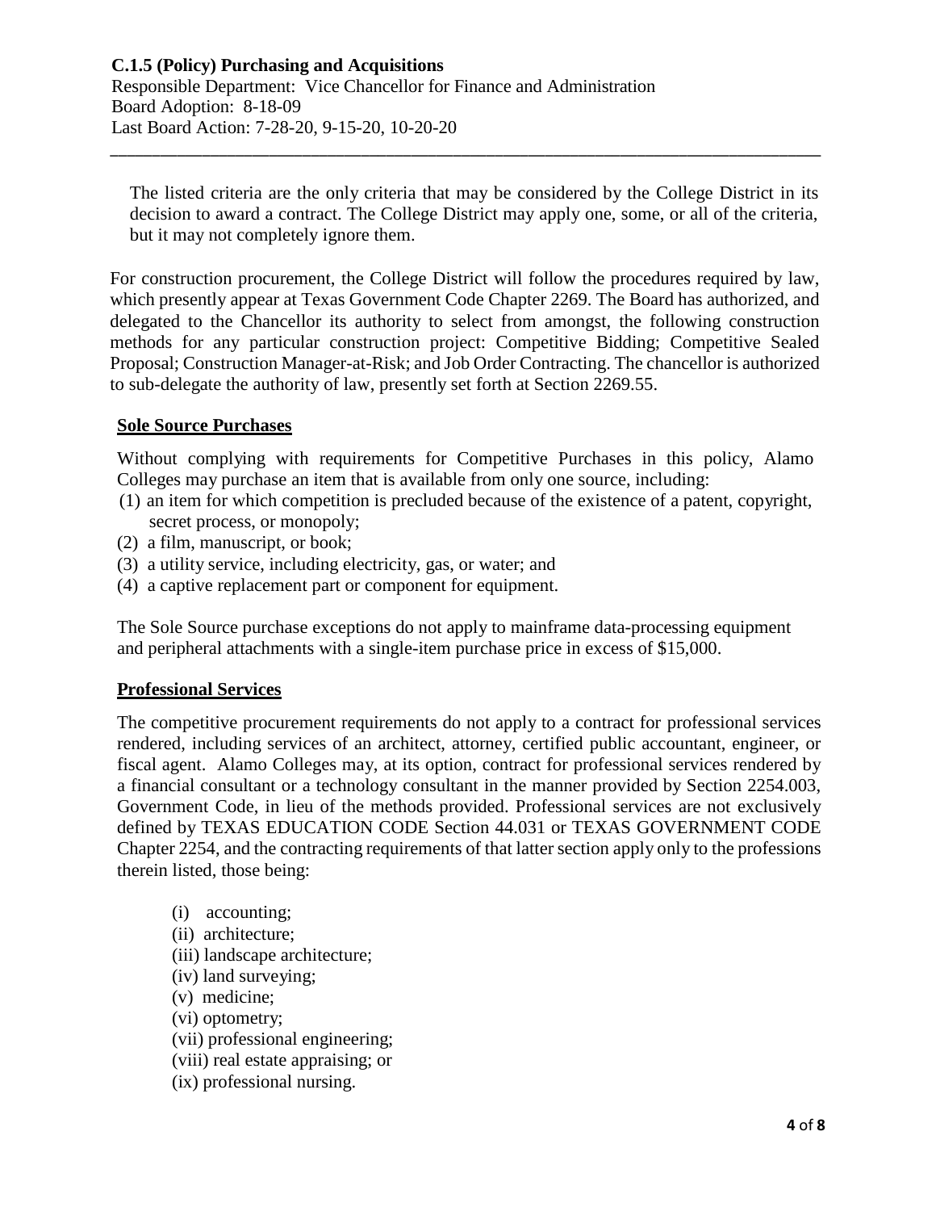The listed criteria are the only criteria that may be considered by the College District in its decision to award a contract. The College District may apply one, some, or all of the criteria, but it may not completely ignore them.

For construction procurement, the College District will follow the procedures required by law, which presently appear at Texas Government Code Chapter 2269. The Board has authorized, and delegated to the Chancellor its authority to select from amongst, the following construction methods for any particular construction project: Competitive Bidding; Competitive Sealed Proposal; Construction Manager-at-Risk; and Job Order Contracting. The chancellor is authorized to sub-delegate the authority of law, presently set forth at Section 2269.55.

**Sole Source Purchases**

Without complying with requirements for Competitive Purchases in this policy, Alamo Colleges may purchase an item that is available from only one source, including:

(1) an item for which competition is precluded because of the existence of a patent, copyright, secret process, or monopoly;
(2) a film, manuscript, or book;
(3) a utility service, including electricity, gas, or water; and
(4) a captive replacement part or component for equipment.

The Sole Source purchase exceptions do not apply to mainframe data-processing equipment and peripheral attachments with a single-item purchase price in excess of $15,000.

**Professional Services**

The competitive procurement requirements do not apply to a contract for professional services rendered, including services of an architect, attorney, certified public accountant, engineer, or fiscal agent. Alamo Colleges may, at its option, contract for professional services rendered by a financial consultant or a technology consultant in the manner provided by Section 2254.003, Government Code, in lieu of the methods provided. Professional services are not exclusively defined by TEXAS EDUCATION CODE Section 44.031 or TEXAS GOVERNMENT CODE Chapter 2254, and the contracting requirements of that latter section apply only to the professions therein listed, those being:

(i) accounting;
(ii) architecture;
(iii) landscape architecture;
(iv) land surveying;
(v) medicine;
(vi) optometry;
(vii) professional engineering;
(viii) real estate appraising; or
(ix) professional nursing.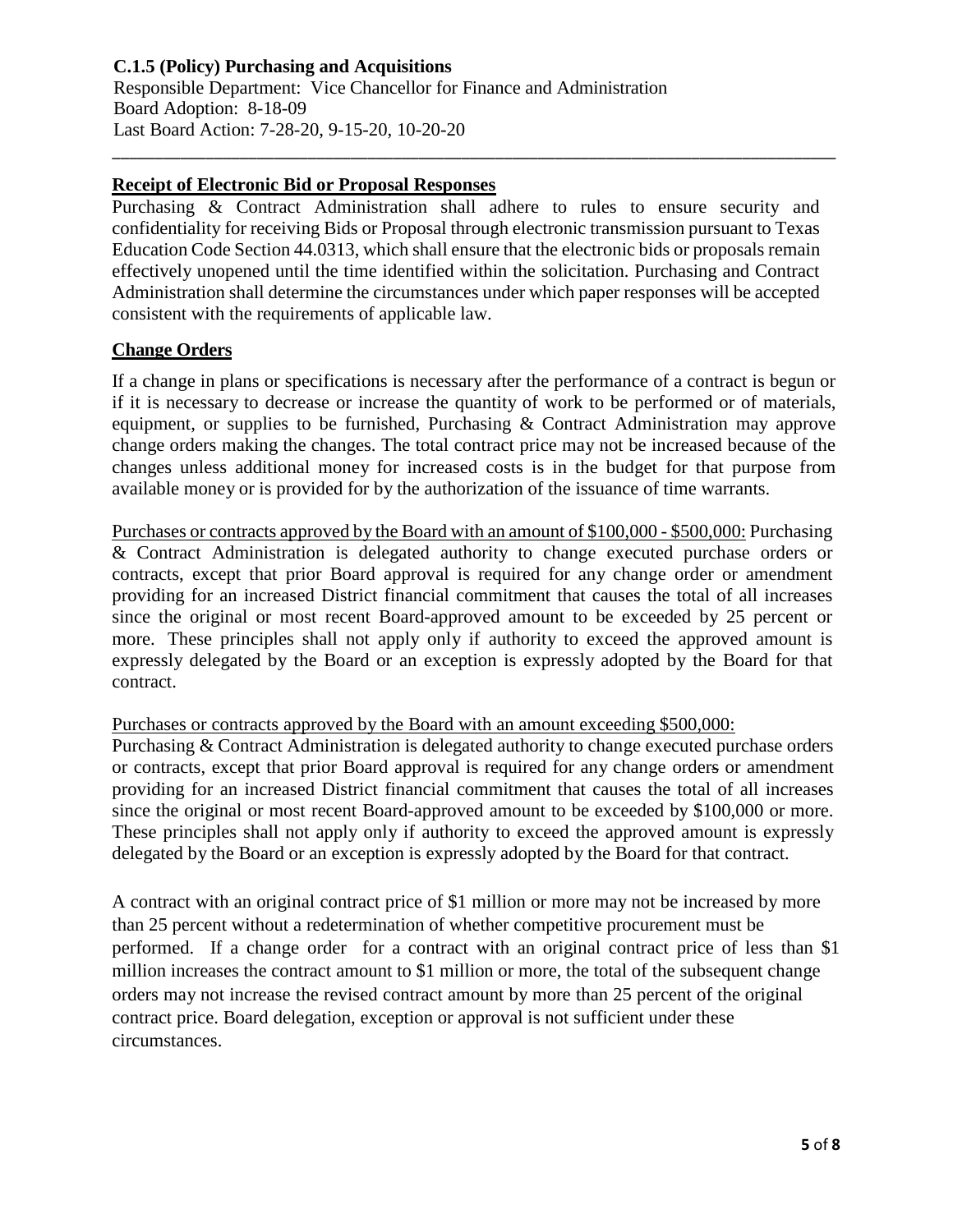**C.1.5 (Policy) Purchasing and Acquisitions**
Responsible Department: Vice Chancellor for Finance and Administration
Board Adoption: 8-18-09
Last Board Action: 7-28-20, 9-15-20, 10-20-20

---

**Receipt of Electronic Bid or Proposal Responses**

Purchasing & Contract Administration shall adhere to rules to ensure security and confidentiality for receiving Bids or Proposal through electronic transmission pursuant to Texas Education Code Section 44.0313, which shall ensure that the electronic bids or proposals remain effectively unopened until the time identified within the solicitation. Purchasing and Contract Administration shall determine the circumstances under which paper responses will be accepted consistent with the requirements of applicable law.

**Change Orders**

If a change in plans or specifications is necessary after the performance of a contract is begun or if it is necessary to decrease or increase the quantity of work to be performed or of materials, equipment, or supplies to be furnished, Purchasing & Contract Administration may approve change orders making the changes. The total contract price may not be increased because of the changes unless additional money for increased costs is in the budget for that purpose from available money or is provided for by the authorization of the issuance of time warrants.

Purchases or contracts approved by the Board with an amount of $100,000 - $500,000: Purchasing & Contract Administration is delegated authority to change executed purchase orders or contracts, except that prior Board approval is required for any change order or amendment providing for an increased District financial commitment that causes the total of all increases since the original or most recent Board-approved amount to be exceeded by 25 percent or more. These principles shall not apply only if authority to exceed the approved amount is expressly delegated by the Board or an exception is expressly adopted by the Board for that contract.

Purchases or contracts approved by the Board with an amount exceeding $500,000:
Purchasing & Contract Administration is delegated authority to change executed purchase orders or contracts, except that prior Board approval is required for any change orders or amendment providing for an increased District financial commitment that causes the total of all increases since the original or most recent Board-approved amount to be exceeded by $100,000 or more. These principles shall not apply only if authority to exceed the approved amount is expressly delegated by the Board or an exception is expressly adopted by the Board for that contract.

A contract with an original contract price of $1 million or more may not be increased by more than 25 percent without a redetermination of whether competitive procurement must be performed. If a change order for a contract with an original contract price of less than $1 million increases the contract amount to $1 million or more, the total of the subsequent change orders may not increase the revised contract amount by more than 25 percent of the original contract price. Board delegation, exception or approval is not sufficient under these circumstances.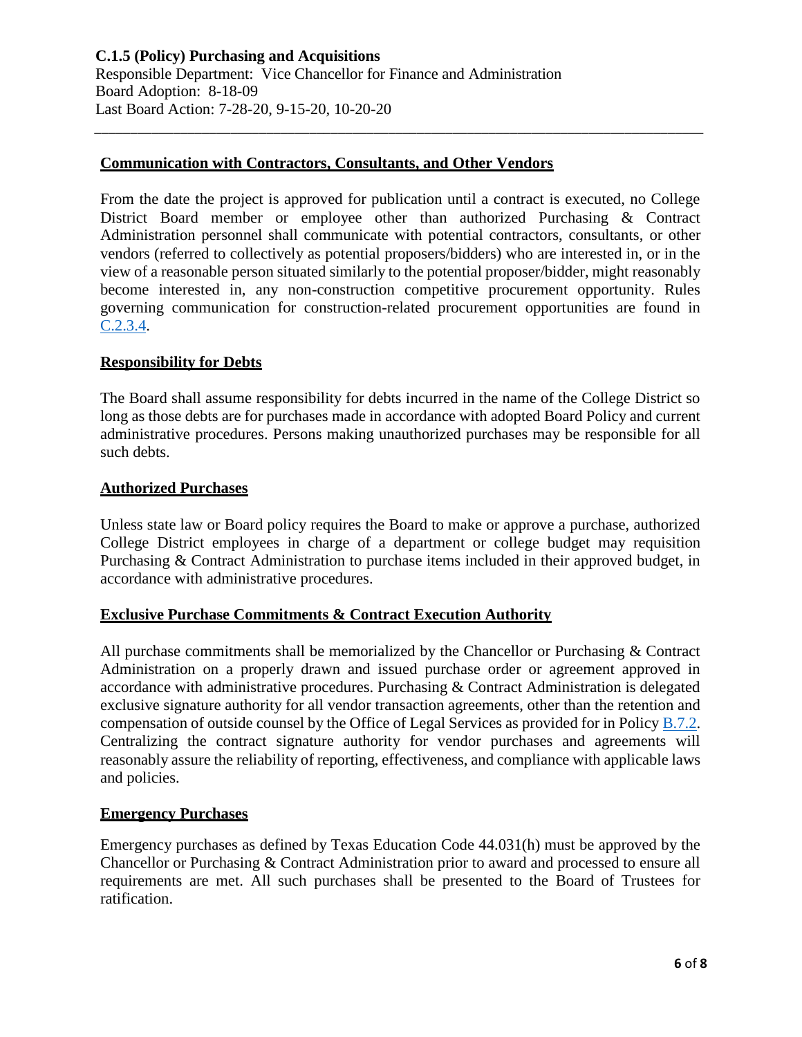## Communication with Contractors, Consultants, and Other Vendors

From the date the project is approved for publication until a contract is executed, no College District Board member or employee other than authorized Purchasing & Contract Administration personnel shall communicate with potential contractors, consultants, or other vendors (referred to collectively as potential proposers/bidders) who are interested in, or in the view of a reasonable person situated similarly to the potential proposer/bidder, might reasonably become interested in, any non-construction competitive procurement opportunity. Rules governing communication for construction-related procurement opportunities are found in C.2.3.4.

## Responsibility for Debts

The Board shall assume responsibility for debts incurred in the name of the College District so long as those debts are for purchases made in accordance with adopted Board Policy and current administrative procedures. Persons making unauthorized purchases may be responsible for all such debts.

## Authorized Purchases

Unless state law or Board policy requires the Board to make or approve a purchase, authorized College District employees in charge of a department or college budget may requisition Purchasing & Contract Administration to purchase items included in their approved budget, in accordance with administrative procedures.

## Exclusive Purchase Commitments & Contract Execution Authority

All purchase commitments shall be memorialized by the Chancellor or Purchasing & Contract Administration on a properly drawn and issued purchase order or agreement approved in accordance with administrative procedures. Purchasing & Contract Administration is delegated exclusive signature authority for all vendor transaction agreements, other than the retention and compensation of outside counsel by the Office of Legal Services as provided for in Policy B.7.2. Centralizing the contract signature authority for vendor purchases and agreements will reasonably assure the reliability of reporting, effectiveness, and compliance with applicable laws and policies.

## Emergency Purchases

Emergency purchases as defined by Texas Education Code 44.031(h) must be approved by the Chancellor or Purchasing & Contract Administration prior to award and processed to ensure all requirements are met. All such purchases shall be presented to the Board of Trustees for ratification.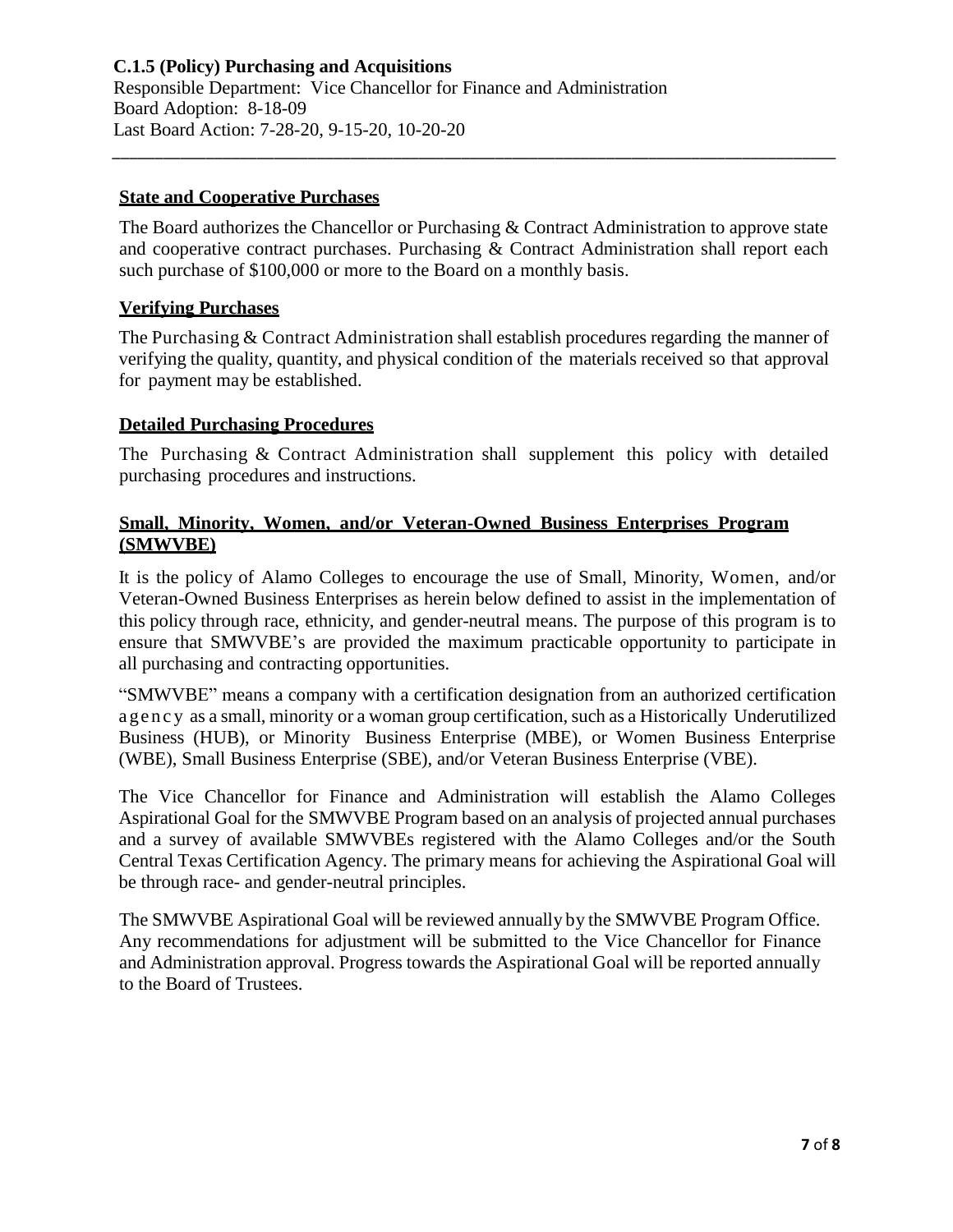## State and Cooperative Purchases

The Board authorizes the Chancellor or Purchasing & Contract Administration to approve state and cooperative contract purchases. Purchasing & Contract Administration shall report each such purchase of $100,000 or more to the Board on a monthly basis.

## Verifying Purchases

The Purchasing & Contract Administration shall establish procedures regarding the manner of verifying the quality, quantity, and physical condition of the materials received so that approval for payment may be established.

## Detailed Purchasing Procedures

The Purchasing & Contract Administration shall supplement this policy with detailed purchasing procedures and instructions.

## Small, Minority, Women, and/or Veteran-Owned Business Enterprises Program (SMWVBE)

It is the policy of Alamo Colleges to encourage the use of Small, Minority, Women, and/or Veteran-Owned Business Enterprises as herein below defined to assist in the implementation of this policy through race, ethnicity, and gender-neutral means. The purpose of this program is to ensure that SMWVBE's are provided the maximum practicable opportunity to participate in all purchasing and contracting opportunities.

"SMWVBE" means a company with a certification designation from an authorized certification agency as a small, minority or a woman group certification, such as a Historically Underutilized Business (HUB), or Minority Business Enterprise (MBE), or Women Business Enterprise (WBE), Small Business Enterprise (SBE), and/or Veteran Business Enterprise (VBE).

The Vice Chancellor for Finance and Administration will establish the Alamo Colleges Aspirational Goal for the SMWVBE Program based on an analysis of projected annual purchases and a survey of available SMWVBEs registered with the Alamo Colleges and/or the South Central Texas Certification Agency. The primary means for achieving the Aspirational Goal will be through race- and gender-neutral principles.

The SMWVBE Aspirational Goal will be reviewed annually by the SMWVBE Program Office. Any recommendations for adjustment will be submitted to the Vice Chancellor for Finance and Administration approval. Progress towards the Aspirational Goal will be reported annually to the Board of Trustees.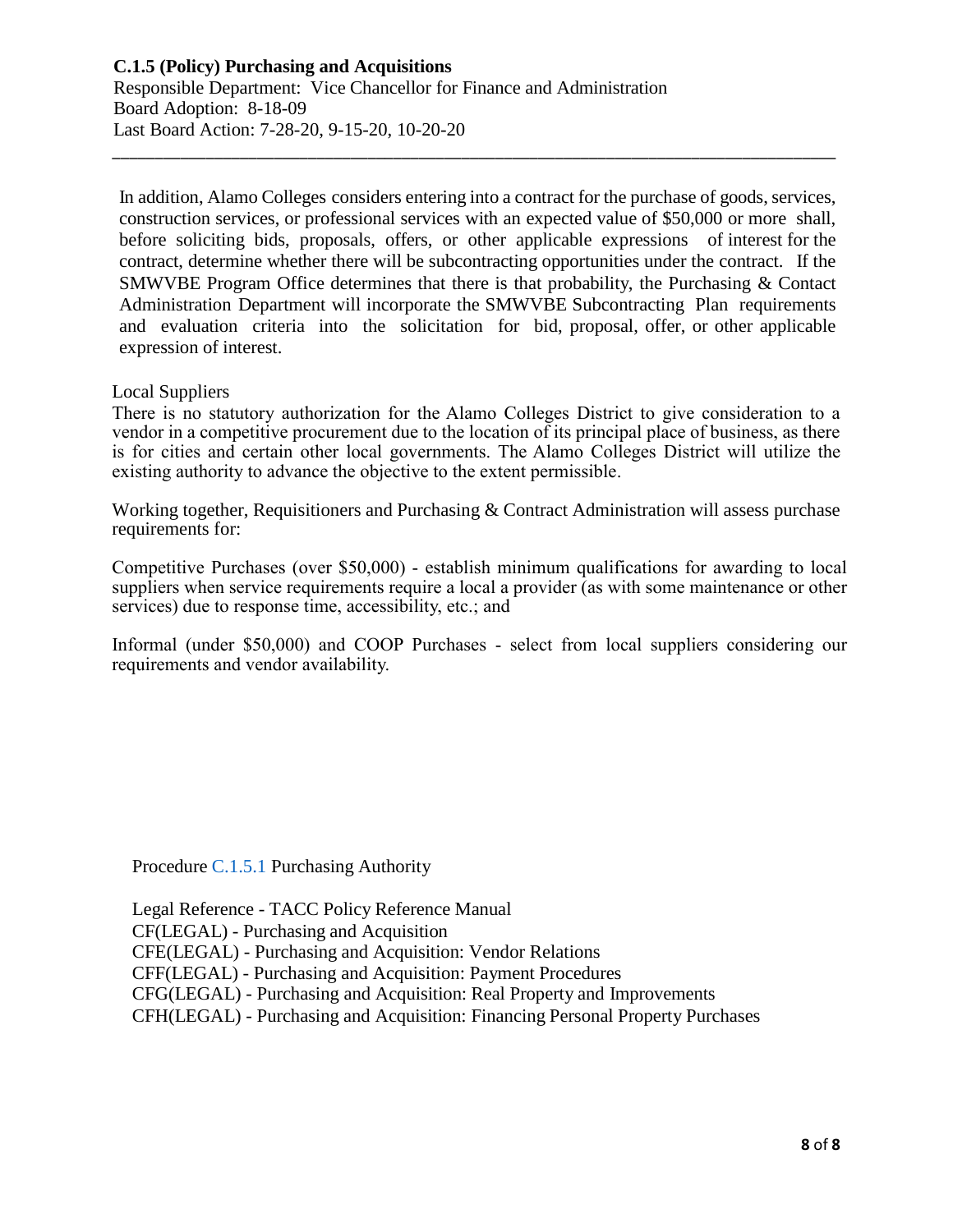**C.1.5 (Policy) Purchasing and Acquisitions**
Responsible Department: Vice Chancellor for Finance and Administration
Board Adoption: 8-18-09
Last Board Action: 7-28-20, 9-15-20, 10-20-20

---

In addition, Alamo Colleges considers entering into a contract for the purchase of goods, services, construction services, or professional services with an expected value of $50,000 or more shall, before soliciting bids, proposals, offers, or other applicable expressions of interest for the contract, determine whether there will be subcontracting opportunities under the contract. If the SMWVBE Program Office determines that there is that probability, the Purchasing & Contact Administration Department will incorporate the SMWVBE Subcontracting Plan requirements and evaluation criteria into the solicitation for bid, proposal, offer, or other applicable expression of interest.

Local Suppliers

There is no statutory authorization for the Alamo Colleges District to give consideration to a vendor in a competitive procurement due to the location of its principal place of business, as there is for cities and certain other local governments. The Alamo Colleges District will utilize the existing authority to advance the objective to the extent permissible.

Working together, Requisitioners and Purchasing & Contract Administration will assess purchase requirements for:

Competitive Purchases (over $50,000) - establish minimum qualifications for awarding to local suppliers when service requirements require a local a provider (as with some maintenance or other services) due to response time, accessibility, etc.; and

Informal (under $50,000) and COOP Purchases - select from local suppliers considering our requirements and vendor availability.

Procedure C.1.5.1 Purchasing Authority

Legal Reference - TACC Policy Reference Manual
CF(LEGAL) - Purchasing and Acquisition
CFE(LEGAL) - Purchasing and Acquisition: Vendor Relations
CFF(LEGAL) - Purchasing and Acquisition: Payment Procedures
CFG(LEGAL) - Purchasing and Acquisition: Real Property and Improvements
CFH(LEGAL) - Purchasing and Acquisition: Financing Personal Property Purchases